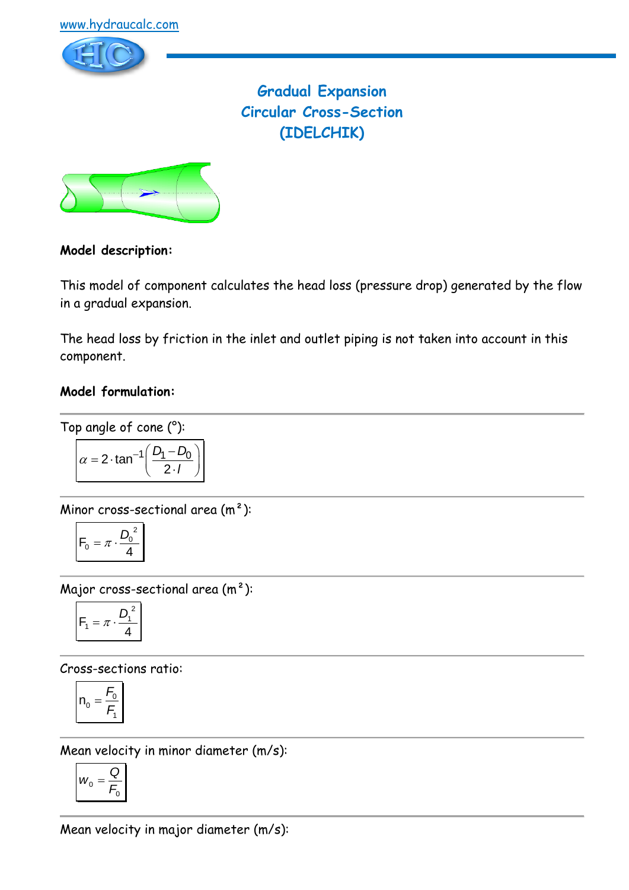www.hydraucalc.com

# Gradual Expansion
# Circular Cross-Section
# (IDELCHIK)

**Model description:**

This model of component calculates the head loss (pressure drop) generated by the flow in a gradual expansion.

The head loss by friction in the inlet and outlet piping is not taken into account in this component.

**Model formulation:**

---

Top angle of cone (°):

$$\alpha = 2 \cdot \tan^{-1}\left(\frac{D_1 - D_0}{2 \cdot l}\right)$$

---

Minor cross-sectional area (m²):

$$F_0 = \pi \cdot \frac{D_0^2}{4}$$

---

Major cross-sectional area (m²):

$$F_1 = \pi \cdot \frac{D_1^2}{4}$$

---

Cross-sections ratio:

$$n_0 = \frac{F_0}{F_1}$$

---

Mean velocity in minor diameter (m/s):

$$w_0 = \frac{Q}{F_0}$$

---

Mean velocity in major diameter (m/s):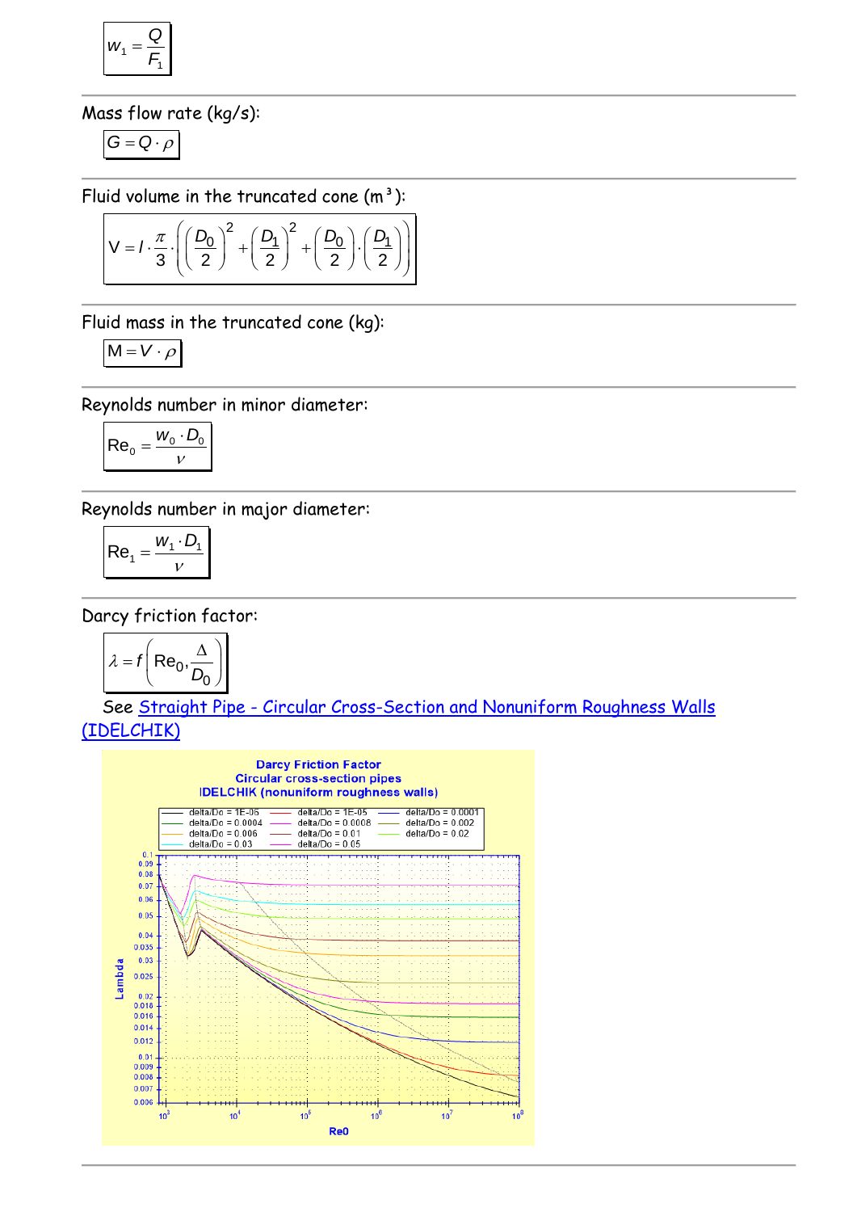$$w_1 = \frac{Q}{F_1}$$

Mass flow rate (kg/s):

$$G = Q \cdot \rho$$

Fluid volume in the truncated cone (m³):

$$V = l \cdot \frac{\pi}{3} \cdot \left( \left(\frac{D_0}{2}\right)^2 + \left(\frac{D_1}{2}\right)^2 + \left(\frac{D_0}{2}\right) \cdot \left(\frac{D_1}{2}\right) \right)$$

Fluid mass in the truncated cone (kg):

$$M = V \cdot \rho$$

Reynolds number in minor diameter:

$$Re_0 = \frac{w_0 \cdot D_0}{\nu}$$

Reynolds number in major diameter:

$$Re_1 = \frac{w_1 \cdot D_1}{\nu}$$

Darcy friction factor:

$$\lambda = f\left( Re_0, \frac{\Delta}{D_0} \right)$$

See Straight Pipe - Circular Cross-Section and Nonuniform Roughness Walls (IDELCHIK)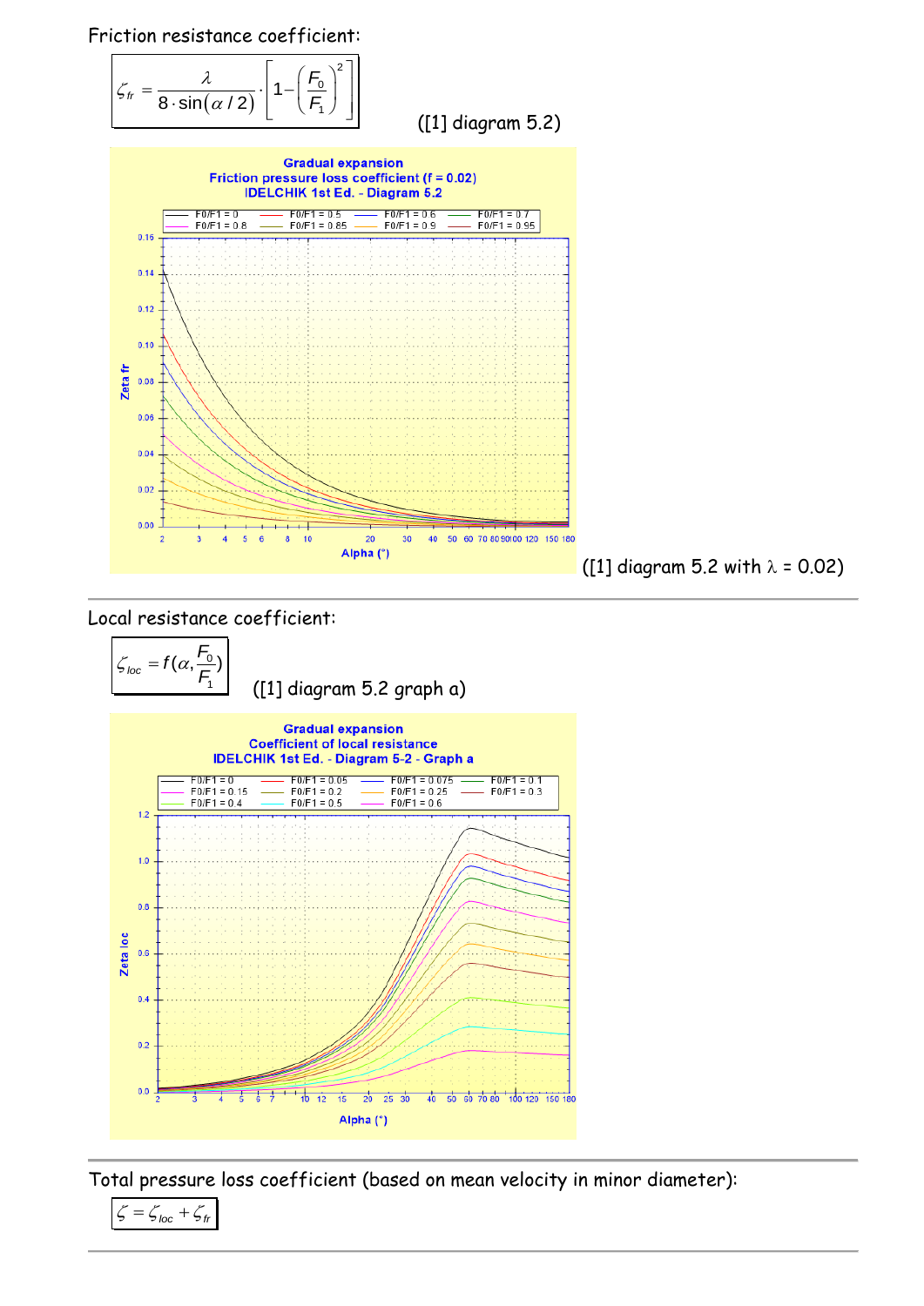Friction resistance coefficient:

$$\zeta_{fr} = \frac{\lambda}{8 \cdot \sin(\alpha/2)} \cdot \left[1 - \left(\frac{F_0}{F_1}\right)^2\right]$$

([1] diagram 5.2)

([1] diagram 5.2 with $\lambda$ = 0.02)

---

Local resistance coefficient:

$$\zeta_{loc} = f(\alpha, \frac{F_0}{F_1})$$

([1] diagram 5.2 graph a)

---

Total pressure loss coefficient (based on mean velocity in minor diameter):

$$\zeta = \zeta_{loc} + \zeta_{fr}$$

---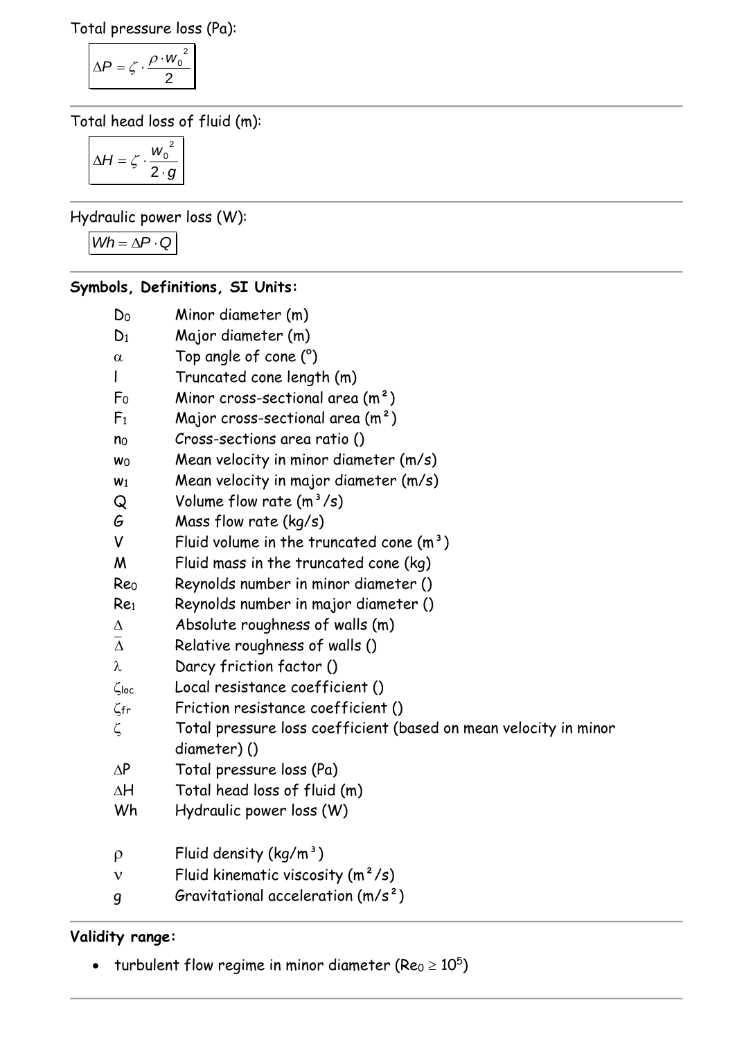Total pressure loss (Pa):

$$\Delta P = \zeta \cdot \frac{\rho \cdot w_0^2}{2}$$

---

Total head loss of fluid (m):

$$\Delta H = \zeta \cdot \frac{w_0^2}{2 \cdot g}$$

---

Hydraulic power loss (W):

$$Wh = \Delta P \cdot Q$$

---

**Symbols, Definitions, SI Units:**

| | |
|---|---|
| $D_0$ | Minor diameter (m) |
| $D_1$ | Major diameter (m) |
| $\alpha$ | Top angle of cone (°) |
| $l$ | Truncated cone length (m) |
| $F_0$ | Minor cross-sectional area (m²) |
| $F_1$ | Major cross-sectional area (m²) |
| $n_0$ | Cross-sections area ratio () |
| $w_0$ | Mean velocity in minor diameter (m/s) |
| $w_1$ | Mean velocity in major diameter (m/s) |
| $Q$ | Volume flow rate (m³/s) |
| $G$ | Mass flow rate (kg/s) |
| $V$ | Fluid volume in the truncated cone (m³) |
| $M$ | Fluid mass in the truncated cone (kg) |
| $Re_0$ | Reynolds number in minor diameter () |
| $Re_1$ | Reynolds number in major diameter () |
| $\Delta$ | Absolute roughness of walls (m) |
| $\overline{\Delta}$ | Relative roughness of walls () |
| $\lambda$ | Darcy friction factor () |
| $\zeta_{loc}$ | Local resistance coefficient () |
| $\zeta_{fr}$ | Friction resistance coefficient () |
| $\zeta$ | Total pressure loss coefficient (based on mean velocity in minor diameter) () |
| $\Delta P$ | Total pressure loss (Pa) |
| $\Delta H$ | Total head loss of fluid (m) |
| $Wh$ | Hydraulic power loss (W) |
| | |
| $\rho$ | Fluid density (kg/m³) |
| $\nu$ | Fluid kinematic viscosity (m²/s) |
| $g$ | Gravitational acceleration (m/s²) |

---

**Validity range:**

- turbulent flow regime in minor diameter ($Re_0 \geq 10^5$)

---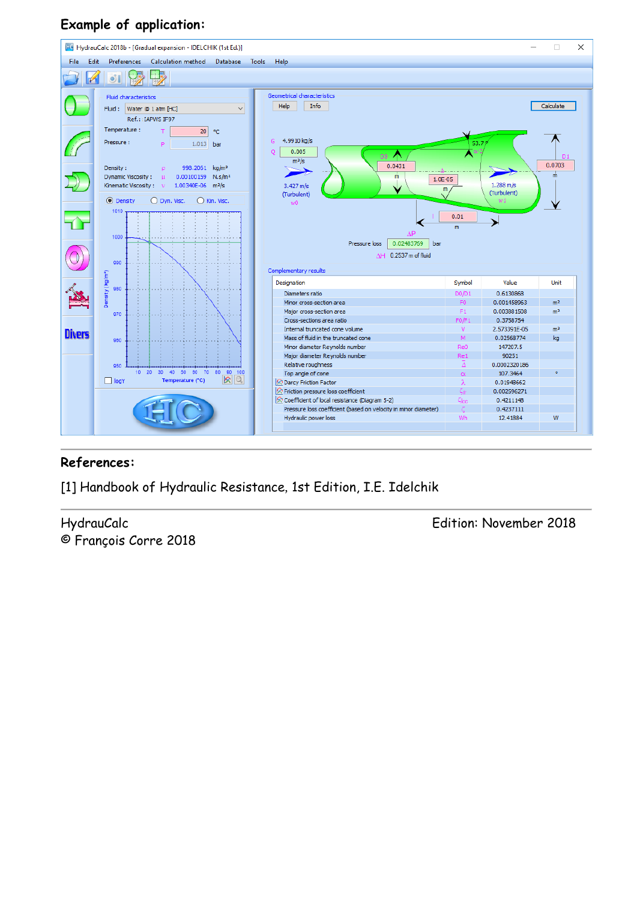## Example of application:

HydrauCalc 2018b - [Gradual expansion - IDELCHIK (1st Ed.)]

File Edit Preferences Calculation method Database Tools Help

Fluid characteristics

Fluid : Water @ 1 atm [HC]

Ref.: IAPWS IF97

Temperature : T 20 °C

Pressure : P 1.013 bar

Density : ρ 998.2061 kg/m³

Dynamic Viscosity : μ 0.00100159 N.s/m²

Kinematic Viscosity : ν 1.00340E-06 m²/s

Density Dyn. Visc. Kin. Visc.

1010
1000
990
980
970
960
950

Density (kg/m³)

10 20 30 40 50 60 70 80 90 100

Temperature (°C)

logY

Divers

Geometrical characteristics

Help Info Calculate

G 4.9910 kg/s

Q 0.005 m³/s

3.427 m/s (Turbulent) w0

D0 0.0431 m

53.7 ° α/2

Δ 1.0E-05 m

1.288 m/s (Turbulent) w1

D1 0.0703 m

l 0.01 m

ΔP

Pressure loss 0.02483769 bar

ΔH 0.2537 m of fluid

Complementary results

| Designation | Symbol | Value | Unit |
|---|---|---|---|
| Diameters ratio | D0/D1 | 0.6130868 | |
| Minor cross-section area | F0 | 0.001458963 | m² |
| Major cross-section area | F1 | 0.003881508 | m² |
| Cross-sections area ratio | F0/F1 | 0.3758754 | |
| Internal truncated cone volume | V | 2.573391E-05 | m³ |
| Mass of fluid in the truncated cone | M | 0.02568774 | kg |
| Minor diameter Reynolds number | Re0 | 147207.5 | |
| Major diameter Reynolds number | Re1 | 90251 | |
| Relative roughness | Δ̄ | 0.0002320186 | |
| Top angle of cone | α | 107.3464 | ° |
| Darcy Friction Factor | λ | 0.01948662 | |
| Friction pressure loss coefficient | ζfr | 0.002596271 | |
| Coefficient of local resistance (Diagram 5-2) | ζloc | 0.4211148 | |
| Pressure loss coefficient (based on velocity in minor diameter) | ζ | 0.4237111 | |
| Hydraulic power loss | Wh | 12.41884 | W |

## References:

[1] Handbook of Hydraulic Resistance, 1st Edition, I.E. Idelchik

HydrauCalc
© François Corre 2018

Edition: November 2018